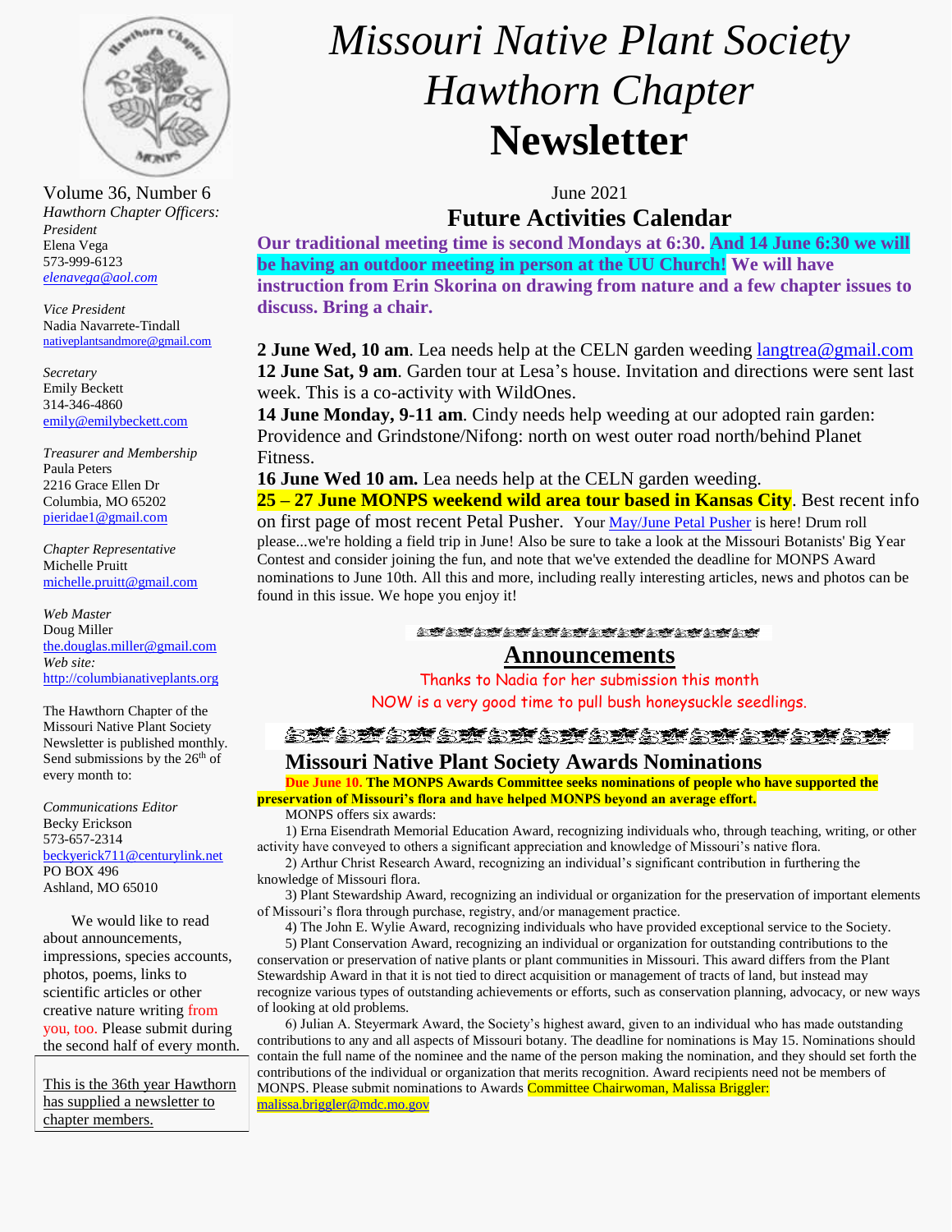# *Missouri Native Plant Society Hawthorn Chapter* **Newsletter**

Volume 36, Number 6

*Hawthorn Chapter Officers:*

*President*
Elena Vega
573-999-6123
*elenavega@aol.com*

*Vice President*
Nadia Navarrete-Tindall
nativeplantsandmore@gmail.com

*Secretary*
Emily Beckett
314-346-4860
emily@emilybeckett.com

*Treasurer and Membership*
Paula Peters
2216 Grace Ellen Dr
Columbia, MO 65202
pieridae1@gmail.com

*Chapter Representative*
Michelle Pruitt
michelle.pruitt@gmail.com

*Web Master*
Doug Miller
the.douglas.miller@gmail.com
*Web site:*
http://columbianativeplants.org

The Hawthorn Chapter of the Missouri Native Plant Society Newsletter is published monthly. Send submissions by the 26th of every month to:

*Communications Editor*
Becky Erickson
573-657-2314
beckyerick711@centurylink.net
PO BOX 496
Ashland, MO 65010

We would like to read about announcements, impressions, species accounts, photos, poems, links to scientific articles or other creative nature writing from you, too. Please submit during the second half of every month.

This is the 36th year Hawthorn has supplied a newsletter to chapter members.

June 2021

## Future Activities Calendar

**Our traditional meeting time is second Mondays at 6:30. And 14 June 6:30 we will be having an outdoor meeting in person at the UU Church! We will have instruction from Erin Skorina on drawing from nature and a few chapter issues to discuss. Bring a chair.**

**2 June Wed, 10 am**. Lea needs help at the CELN garden weeding langtrea@gmail.com
**12 June Sat, 9 am**. Garden tour at Lesa's house. Invitation and directions were sent last week. This is a co-activity with WildOnes.
**14 June Monday, 9-11 am**. Cindy needs help weeding at our adopted rain garden: Providence and Grindstone/Nifong: north on west outer road north/behind Planet Fitness.
**16 June Wed 10 am.** Lea needs help at the CELN garden weeding.
**25 – 27 June MONPS weekend wild area tour based in Kansas City**. Best recent info on first page of most recent Petal Pusher. Your May/June Petal Pusher is here! Drum roll please...we're holding a field trip in June! Also be sure to take a look at the Missouri Botanists' Big Year Contest and consider joining the fun, and note that we've extended the deadline for MONPS Award nominations to June 10th. All this and more, including really interesting articles, news and photos can be found in this issue. We hope you enjoy it!

## Announcements

Thanks to Nadia for her submission this month

NOW is a very good time to pull bush honeysuckle seedlings.

## Missouri Native Plant Society Awards Nominations

**Due June 10. The MONPS Awards Committee seeks nominations of people who have supported the preservation of Missouri's flora and have helped MONPS beyond an average effort.**

MONPS offers six awards:

1) Erna Eisendrath Memorial Education Award, recognizing individuals who, through teaching, writing, or other activity have conveyed to others a significant appreciation and knowledge of Missouri's native flora.

2) Arthur Christ Research Award, recognizing an individual's significant contribution in furthering the knowledge of Missouri flora.

3) Plant Stewardship Award, recognizing an individual or organization for the preservation of important elements of Missouri's flora through purchase, registry, and/or management practice.

4) The John E. Wylie Award, recognizing individuals who have provided exceptional service to the Society.

5) Plant Conservation Award, recognizing an individual or organization for outstanding contributions to the conservation or preservation of native plants or plant communities in Missouri. This award differs from the Plant Stewardship Award in that it is not tied to direct acquisition or management of tracts of land, but instead may recognize various types of outstanding achievements or efforts, such as conservation planning, advocacy, or new ways of looking at old problems.

6) Julian A. Steyermark Award, the Society's highest award, given to an individual who has made outstanding contributions to any and all aspects of Missouri botany. The deadline for nominations is May 15. Nominations should contain the full name of the nominee and the name of the person making the nomination, and they should set forth the contributions of the individual or organization that merits recognition. Award recipients need not be members of MONPS. Please submit nominations to Awards Committee Chairwoman, Malissa Briggler: malissa.briggler@mdc.mo.gov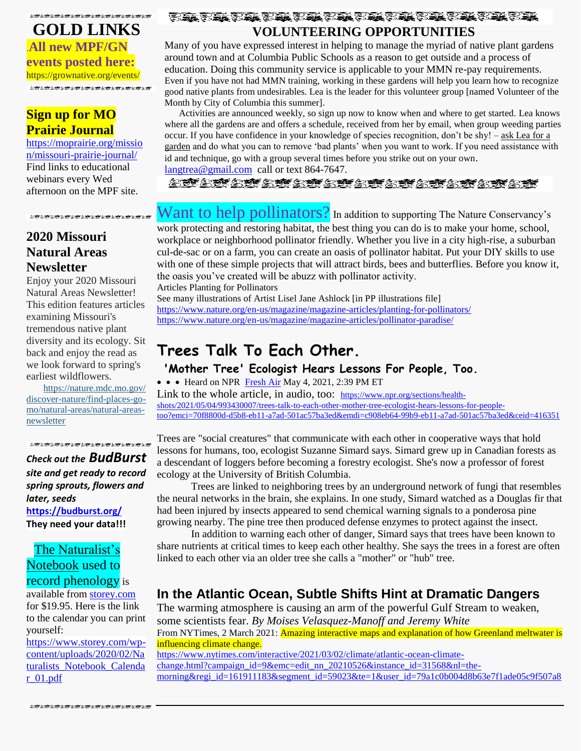# GOLD LINKS

**.All new MPF/GN events posted here:**
https://grownative.org/events/

## Sign up for MO Prairie Journal

https://moprairie.org/missouri-prairie-journal/
Find links to educational webinars every Wed afternoon on the MPF site.

## 2020 Missouri Natural Areas Newsletter

Enjoy your 2020 Missouri Natural Areas Newsletter! This edition features articles examining Missouri's tremendous native plant diversity and its ecology. Sit back and enjoy the read as we look forward to spring's earliest wildflowers.

https://nature.mdc.mo.gov/discover-nature/find-places-go-mo/natural-areas/natural-areas-newsletter

***Check out the BudBurst site and get ready to record spring sprouts, flowers and later, seeds***
**https://budburst.org/**
**They need your data!!!**

The Naturalist's Notebook used to record phenology is available from storey.com for $19.95. Here is the link to the calendar you can print yourself:
https://www.storey.com/wp-content/uploads/2020/02/Naturalists_Notebook_Calendar_01.pdf

## VOLUNTEERING OPPORTUNITIES

Many of you have expressed interest in helping to manage the myriad of native plant gardens around town and at Columbia Public Schools as a reason to get outside and a process of education. Doing this community service is applicable to your MMN re-pay requirements. Even if you have not had MMN training, working in these gardens will help you learn how to recognize good native plants from undesirables. Lea is the leader for this volunteer group [named Volunteer of the Month by City of Columbia this summer].

Activities are announced weekly, so sign up now to know when and where to get started. Lea knows where all the gardens are and offers a schedule, received from her by email, when group weeding parties occur. If you have confidence in your knowledge of species recognition, don't be shy! – ask Lea for a garden and do what you can to remove 'bad plants' when you want to work. If you need assistance with id and technique, go with a group several times before you strike out on your own.
langtrea@gmail.com call or text 864-7647.

Want to help pollinators? In addition to supporting The Nature Conservancy's work protecting and restoring habitat, the best thing you can do is to make your home, school, workplace or neighborhood pollinator friendly. Whether you live in a city high-rise, a suburban cul-de-sac or on a farm, you can create an oasis of pollinator habitat. Put your DIY skills to use with one of these simple projects that will attract birds, bees and butterflies. Before you know it, the oasis you've created will be abuzz with pollinator activity.
Articles Planting for Pollinators
See many illustrations of Artist Lisel Jane Ashlock [in PP illustrations file]
https://www.nature.org/en-us/magazine/magazine-articles/planting-for-pollinators/
https://www.nature.org/en-us/magazine/magazine-articles/pollinator-paradise/

## Trees Talk To Each Other.

### 'Mother Tree' Ecologist Hears Lessons For People, Too.

• • • Heard on NPR Fresh Air May 4, 2021, 2:39 PM ET
Link to the whole article, in audio, too: https://www.npr.org/sections/health-shots/2021/05/04/993430007/trees-talk-to-each-other-mother-tree-ecologist-hears-lessons-for-people-too?emci=70f8800d-d5b8-eb11-a7ad-501ac57ba3ed&emdi=c908eb64-99b9-eb11-a7ad-501ac57ba3ed&ceid=416351

Trees are "social creatures" that communicate with each other in cooperative ways that hold lessons for humans, too, ecologist Suzanne Simard says. Simard grew up in Canadian forests as a descendant of loggers before becoming a forestry ecologist. She's now a professor of forest ecology at the University of British Columbia.

Trees are linked to neighboring trees by an underground network of fungi that resembles the neural networks in the brain, she explains. In one study, Simard watched as a Douglas fir that had been injured by insects appeared to send chemical warning signals to a ponderosa pine growing nearby. The pine tree then produced defense enzymes to protect against the insect.

In addition to warning each other of danger, Simard says that trees have been known to share nutrients at critical times to keep each other healthy. She says the trees in a forest are often linked to each other via an older tree she calls a "mother" or "hub" tree.

## In the Atlantic Ocean, Subtle Shifts Hint at Dramatic Dangers

The warming atmosphere is causing an arm of the powerful Gulf Stream to weaken, some scientists fear. *By Moises Velasquez-Manoff and Jeremy White*
From NYTimes, 2 March 2021: Amazing interactive maps and explanation of how Greenland meltwater is influencing climate change.
https://www.nytimes.com/interactive/2021/03/02/climate/atlantic-ocean-climate-change.html?campaign_id=9&emc=edit_nn_20210526&instance_id=31568&nl=the-morning&regi_id=161911183&segment_id=59023&te=1&user_id=79a1c0b004d8b63e7f1ade05c9f507a8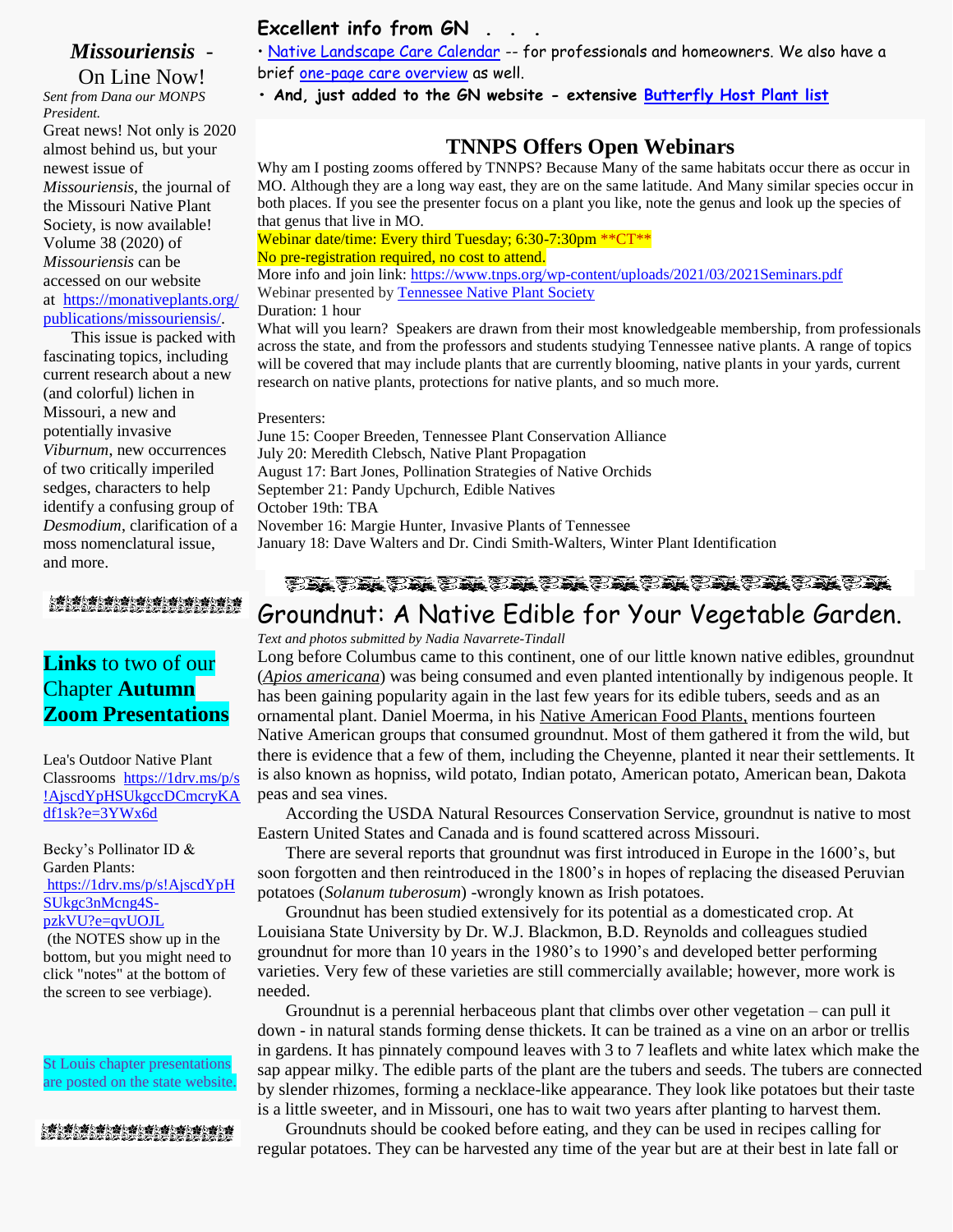## *Missouriensis* - On Line Now!

*Sent from Dana our MONPS President.*

Great news! Not only is 2020 almost behind us, but your newest issue of *Missouriensis*, the journal of the Missouri Native Plant Society, is now available! Volume 38 (2020) of *Missouriensis* can be accessed on our website at https://monativeplants.org/publications/missouriensis/.

This issue is packed with fascinating topics, including current research about a new (and colorful) lichen in Missouri, a new and potentially invasive *Viburnum*, new occurrences of two critically imperiled sedges, characters to help identify a confusing group of *Desmodium*, clarification of a moss nomenclatural issue, and more.

## **Links** to two of our Chapter **Autumn Zoom Presentations**

Lea's Outdoor Native Plant Classrooms https://1drv.ms/p/s!AjscdYpHSUkgccDCmcryKAdf1sk?e=3YWx6d

Becky's Pollinator ID & Garden Plants: https://1drv.ms/p/s!AjscdYpHSUkgc3nMcng4S-pzkVU?e=qvUOJL (the NOTES show up in the bottom, but you might need to click "notes" at the bottom of the screen to see verbiage).

St Louis chapter presentations are posted on the state website.

## Excellent info from GN . . .

- Native Landscape Care Calendar -- for professionals and homeowners. We also have a brief one-page care overview as well.
- **And, just added to the GN website - extensive Butterfly Host Plant list**

## TNNPS Offers Open Webinars

Why am I posting zooms offered by TNNPS? Because Many of the same habitats occur there as occur in MO. Although they are a long way east, they are on the same latitude. And Many similar species occur in both places. If you see the presenter focus on a plant you like, note the genus and look up the species of that genus that live in MO.

Webinar date/time: Every third Tuesday; 6:30-7:30pm **CT**
No pre-registration required, no cost to attend.
More info and join link: https://www.tnps.org/wp-content/uploads/2021/03/2021Seminars.pdf
Webinar presented by Tennessee Native Plant Society
Duration: 1 hour

What will you learn? Speakers are drawn from their most knowledgeable membership, from professionals across the state, and from the professors and students studying Tennessee native plants. A range of topics will be covered that may include plants that are currently blooming, native plants in your yards, current research on native plants, protections for native plants, and so much more.

Presenters:
June 15: Cooper Breeden, Tennessee Plant Conservation Alliance
July 20: Meredith Clebsch, Native Plant Propagation
August 17: Bart Jones, Pollination Strategies of Native Orchids
September 21: Pandy Upchurch, Edible Natives
October 19th: TBA
November 16: Margie Hunter, Invasive Plants of Tennessee
January 18: Dave Walters and Dr. Cindi Smith-Walters, Winter Plant Identification

## Groundnut: A Native Edible for Your Vegetable Garden.

*Text and photos submitted by Nadia Navarrete-Tindall*

Long before Columbus came to this continent, one of our little known native edibles, groundnut (*Apios americana*) was being consumed and even planted intentionally by indigenous people. It has been gaining popularity again in the last few years for its edible tubers, seeds and as an ornamental plant. Daniel Moerma, in his Native American Food Plants, mentions fourteen Native American groups that consumed groundnut. Most of them gathered it from the wild, but there is evidence that a few of them, including the Cheyenne, planted it near their settlements. It is also known as hopniss, wild potato, Indian potato, American potato, American bean, Dakota peas and sea vines.

According the USDA Natural Resources Conservation Service, groundnut is native to most Eastern United States and Canada and is found scattered across Missouri.

There are several reports that groundnut was first introduced in Europe in the 1600's, but soon forgotten and then reintroduced in the 1800's in hopes of replacing the diseased Peruvian potatoes (*Solanum tuberosum*) -wrongly known as Irish potatoes.

Groundnut has been studied extensively for its potential as a domesticated crop. At Louisiana State University by Dr. W.J. Blackmon, B.D. Reynolds and colleagues studied groundnut for more than 10 years in the 1980's to 1990's and developed better performing varieties. Very few of these varieties are still commercially available; however, more work is needed.

Groundnut is a perennial herbaceous plant that climbs over other vegetation – can pull it down - in natural stands forming dense thickets. It can be trained as a vine on an arbor or trellis in gardens. It has pinnately compound leaves with 3 to 7 leaflets and white latex which make the sap appear milky. The edible parts of the plant are the tubers and seeds. The tubers are connected by slender rhizomes, forming a necklace-like appearance. They look like potatoes but their taste is a little sweeter, and in Missouri, one has to wait two years after planting to harvest them.

Groundnuts should be cooked before eating, and they can be used in recipes calling for regular potatoes. They can be harvested any time of the year but are at their best in late fall or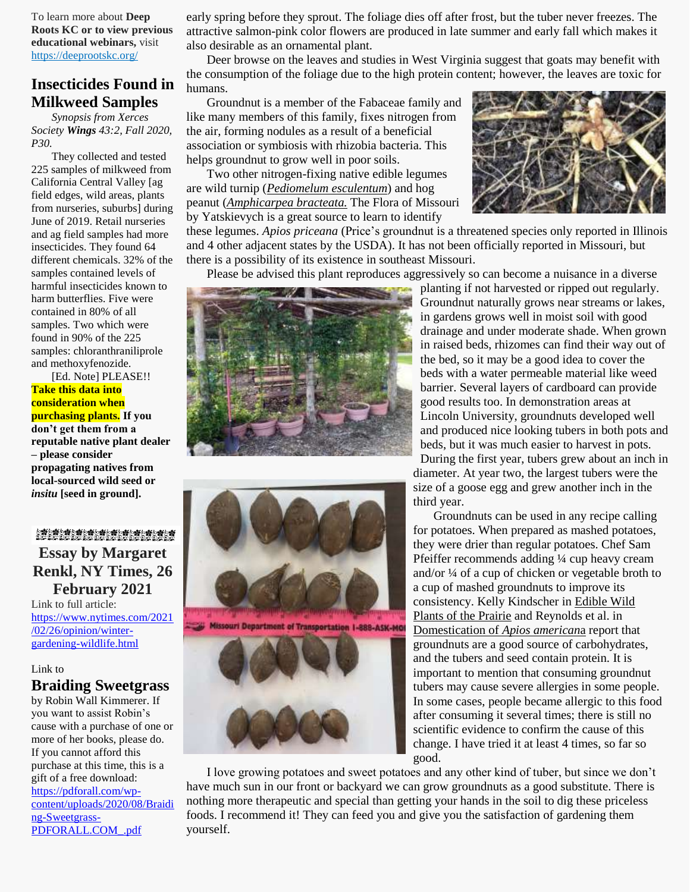To learn more about **Deep Roots KC or to view previous educational webinars,** visit https://deeprootskc.org/

## Insecticides Found in Milkweed Samples

*Synopsis from Xerces Society **Wings** 43:2, Fall 2020, P30.*

They collected and tested 225 samples of milkweed from California Central Valley [ag field edges, wild areas, plants from nurseries, suburbs] during June of 2019. Retail nurseries and ag field samples had more insecticides. They found 64 different chemicals. 32% of the samples contained levels of harmful insecticides known to harm butterflies. Five were contained in 80% of all samples. Two which were found in 90% of the 225 samples: chloranthraniliprole and methoxyfenozide.

[Ed. Note] PLEASE!! **Take this data into consideration when purchasing plants. If you don't get them from a reputable native plant dealer – please consider propagating natives from local-sourced wild seed or *insitu* [seed in ground].**

## Essay by Margaret Renkl, NY Times, 26 February 2021

Link to full article: https://www.nytimes.com/2021/02/26/opinion/winter-gardening-wildlife.html

Link to

## Braiding Sweetgrass

by Robin Wall Kimmerer. If you want to assist Robin's cause with a purchase of one or more of her books, please do. If you cannot afford this purchase at this time, this is a gift of a free download: https://pdforall.com/wp-content/uploads/2020/08/Braiding-Sweetgrass-PDFORALL.COM_.pdf

early spring before they sprout. The foliage dies off after frost, but the tuber never freezes. The attractive salmon-pink color flowers are produced in late summer and early fall which makes it also desirable as an ornamental plant.

Deer browse on the leaves and studies in West Virginia suggest that goats may benefit with the consumption of the foliage due to the high protein content; however, the leaves are toxic for humans.

Groundnut is a member of the Fabaceae family and like many members of this family, fixes nitrogen from the air, forming nodules as a result of a beneficial association or symbiosis with rhizobia bacteria. This helps groundnut to grow well in poor soils.

Two other nitrogen-fixing native edible legumes are wild turnip (*Pediomelum esculentum*) and hog peanut (*Amphicarpea bracteata.* The Flora of Missouri by Yatskievych is a great source to learn to identify these legumes. *Apios priceana* (Price's groundnut is a threatened species only reported in Illinois and 4 other adjacent states by the USDA). It has not been officially reported in Missouri, but there is a possibility of its existence in southeast Missouri.

Please be advised this plant reproduces aggressively so can become a nuisance in a diverse planting if not harvested or ripped out regularly. Groundnut naturally grows near streams or lakes, in gardens grows well in moist soil with good drainage and under moderate shade. When grown in raised beds, rhizomes can find their way out of the bed, so it may be a good idea to cover the beds with a water permeable material like weed barrier. Several layers of cardboard can provide good results too. In demonstration areas at Lincoln University, groundnuts developed well and produced nice looking tubers in both pots and beds, but it was much easier to harvest in pots.

During the first year, tubers grew about an inch in diameter. At year two, the largest tubers were the size of a goose egg and grew another inch in the third year.

Groundnuts can be used in any recipe calling for potatoes. When prepared as mashed potatoes, they were drier than regular potatoes. Chef Sam Pfeiffer recommends adding ¼ cup heavy cream and/or ¼ of a cup of chicken or vegetable broth to a cup of mashed groundnuts to improve its consistency. Kelly Kindscher in Edible Wild Plants of the Prairie and Reynolds et al. in Domestication of *Apios americana* report that groundnuts are a good source of carbohydrates, and the tubers and seed contain protein. It is important to mention that consuming groundnut tubers may cause severe allergies in some people. In some cases, people became allergic to this food after consuming it several times; there is still no scientific evidence to confirm the cause of this change. I have tried it at least 4 times, so far so good.

I love growing potatoes and sweet potatoes and any other kind of tuber, but since we don't have much sun in our front or backyard we can grow groundnuts as a good substitute. There is nothing more therapeutic and special than getting your hands in the soil to dig these priceless foods. I recommend it! They can feed you and give you the satisfaction of gardening them yourself.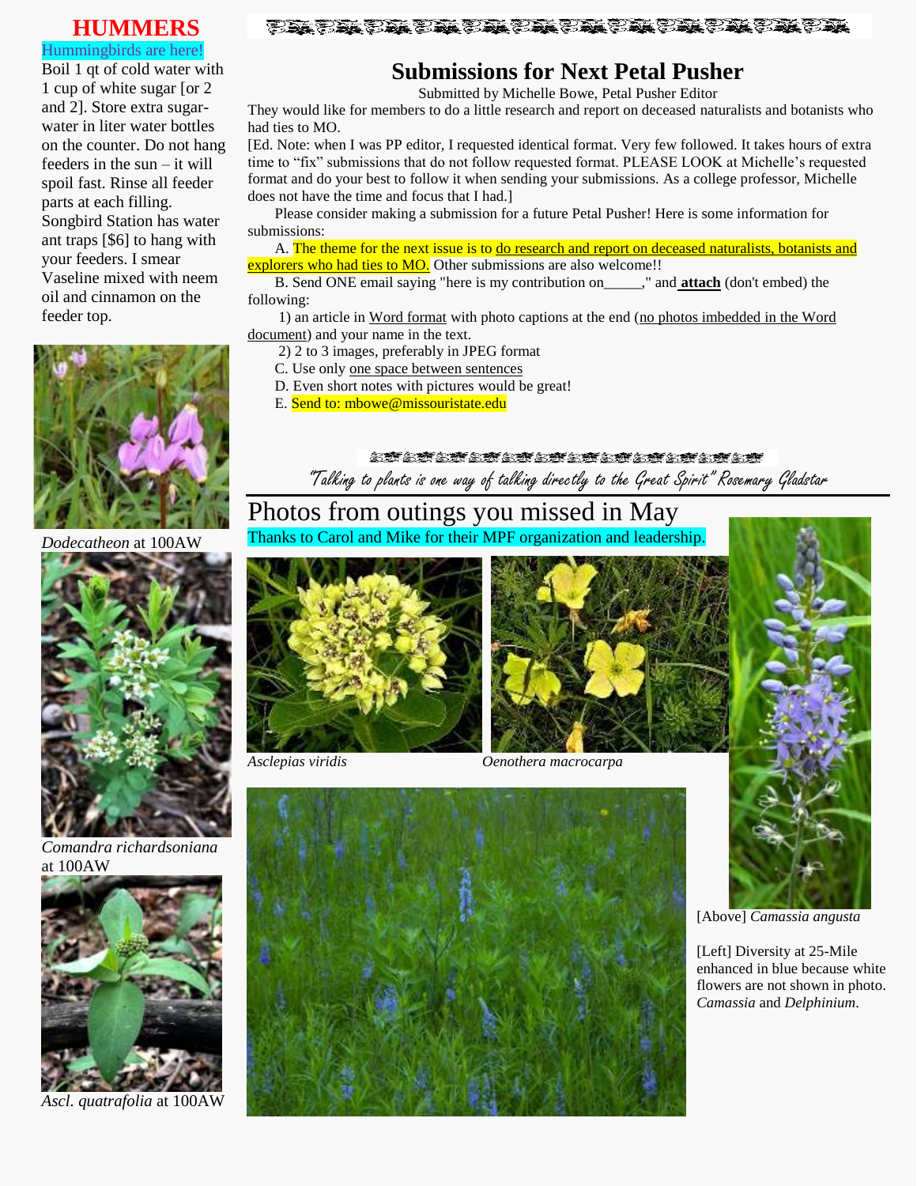## HUMMERS

Hummingbirds are here!

Boil 1 qt of cold water with 1 cup of white sugar [or 2 and 2]. Store extra sugar-water in liter water bottles on the counter. Do not hang feeders in the sun – it will spoil fast. Rinse all feeder parts at each filling. Songbird Station has water ant traps [$6] to hang with your feeders. I smear Vaseline mixed with neem oil and cinnamon on the feeder top.

*Dodecatheon* at 100AW

*Comandra richardsoniana* at 100AW

*Ascl. quatrafolia* at 100AW

# Submissions for Next Petal Pusher

Submitted by Michelle Bowe, Petal Pusher Editor

They would like for members to do a little research and report on deceased naturalists and botanists who had ties to MO.

[Ed. Note: when I was PP editor, I requested identical format. Very few followed. It takes hours of extra time to "fix" submissions that do not follow requested format. PLEASE LOOK at Michelle's requested format and do your best to follow it when sending your submissions. As a college professor, Michelle does not have the time and focus that I had.]

Please consider making a submission for a future Petal Pusher! Here is some information for submissions:

A. The theme for the next issue is to do research and report on deceased naturalists, botanists and explorers who had ties to MO. Other submissions are also welcome!!

B. Send ONE email saying "here is my contribution on_____," and **attach** (don't embed) the following:

1) an article in Word format with photo captions at the end (no photos imbedded in the Word document) and your name in the text.

2) 2 to 3 images, preferably in JPEG format

C. Use only one space between sentences

D. Even short notes with pictures would be great!

E. Send to: mbowe@missouristate.edu

"Talking to plants is one way of talking directly to the Great Spirit" Rosemary Gladstar

# Photos from outings you missed in May

Thanks to Carol and Mike for their MPF organization and leadership.

*Asclepias viridis*

*Oenothera macrocarpa*

[Above] *Camassia angusta*

[Left] Diversity at 25-Mile enhanced in blue because white flowers are not shown in photo. *Camassia* and *Delphinium*.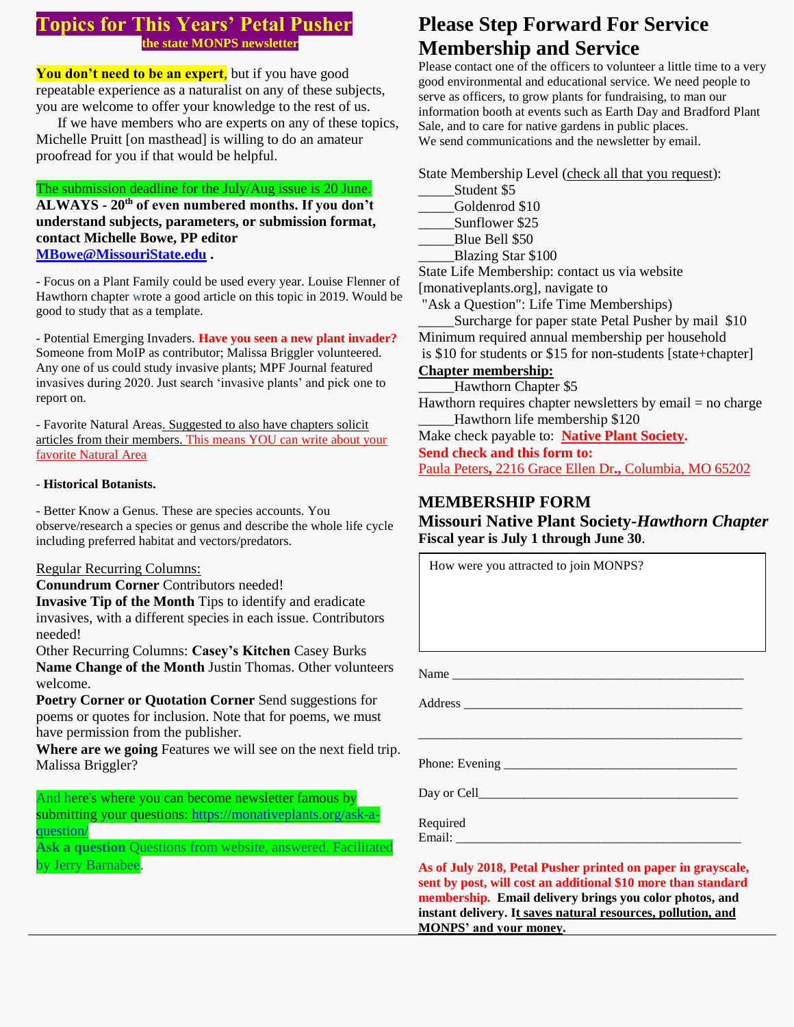# Topics for This Years' Petal Pusher

**the state MONPS newsletter**

**You don't need to be an expert**, but if you have good repeatable experience as a naturalist on any of these subjects, you are welcome to offer your knowledge to the rest of us.

If we have members who are experts on any of these topics, Michelle Pruitt [on masthead] is willing to do an amateur proofread for you if that would be helpful.

The submission deadline for the July/Aug issue is 20 June. **ALWAYS - 20th of even numbered months. If you don't understand subjects, parameters, or submission format, contact Michelle Bowe, PP editor MBowe@MissouriState.edu .**

- Focus on a Plant Family could be used every year. Louise Flenner of Hawthorn chapter wrote a good article on this topic in 2019. Would be good to study that as a template.

- Potential Emerging Invaders. **Have you seen a new plant invader?** Someone from MoIP as contributor; Malissa Briggler volunteered. Any one of us could study invasive plants; MPF Journal featured invasives during 2020. Just search 'invasive plants' and pick one to report on.

- Favorite Natural Areas. Suggested to also have chapters solicit articles from their members. This means YOU can write about your favorite Natural Area

- **Historical Botanists.**

- Better Know a Genus. These are species accounts. You observe/research a species or genus and describe the whole life cycle including preferred habitat and vectors/predators.

Regular Recurring Columns:

**Conundrum Corner** Contributors needed!

**Invasive Tip of the Month** Tips to identify and eradicate invasives, with a different species in each issue. Contributors needed!

Other Recurring Columns: **Casey's Kitchen** Casey Burks

**Name Change of the Month** Justin Thomas. Other volunteers welcome.

**Poetry Corner or Quotation Corner** Send suggestions for poems or quotes for inclusion. Note that for poems, we must have permission from the publisher.

**Where are we going** Features we will see on the next field trip. Malissa Briggler?

And here's where you can become newsletter famous by submitting your questions: https://monativeplants.org/ask-a-question/

**Ask a question** Questions from website, answered. Facilitated by Jerry Barnabee.

# Please Step Forward For Service

# Membership and Service

Please contact one of the officers to volunteer a little time to a very good environmental and educational service. We need people to serve as officers, to grow plants for fundraising, to man our information booth at events such as Earth Day and Bradford Plant Sale, and to care for native gardens in public places.
We send communications and the newsletter by email.

State Membership Level (check all that you request):

_____Student $5
_____Goldenrod $10
_____Sunflower $25
_____Blue Bell $50
_____Blazing Star $100

State Life Membership: contact us via website [monativeplants.org], navigate to "Ask a Question": Life Time Memberships)

_____Surcharge for paper state Petal Pusher by mail $10

Minimum required annual membership per household is $10 for students or $15 for non-students [state+chapter]

**Chapter membership:**

_____Hawthorn Chapter $5

Hawthorn requires chapter newsletters by email = no charge

_____Hawthorn life membership $120

Make check payable to: **Native Plant Society.**

**Send check and this form to:**

Paula Peters, 2216 Grace Ellen Dr., Columbia, MO 65202

## MEMBERSHIP FORM

### Missouri Native Plant Society-*Hawthorn Chapter*

**Fiscal year is July 1 through June 30**.

How were you attracted to join MONPS?

Name _____________________________________________

Address ___________________________________________

__________________________________________________

Phone: Evening ____________________________________

Day or Cell________________________________________

Required
Email: ____________________________________________

**As of July 2018, Petal Pusher printed on paper in grayscale, sent by post, will cost an additional $10 more than standard membership. Email delivery brings you color photos, and instant delivery. It saves natural resources, pollution, and MONPS' and your money.**